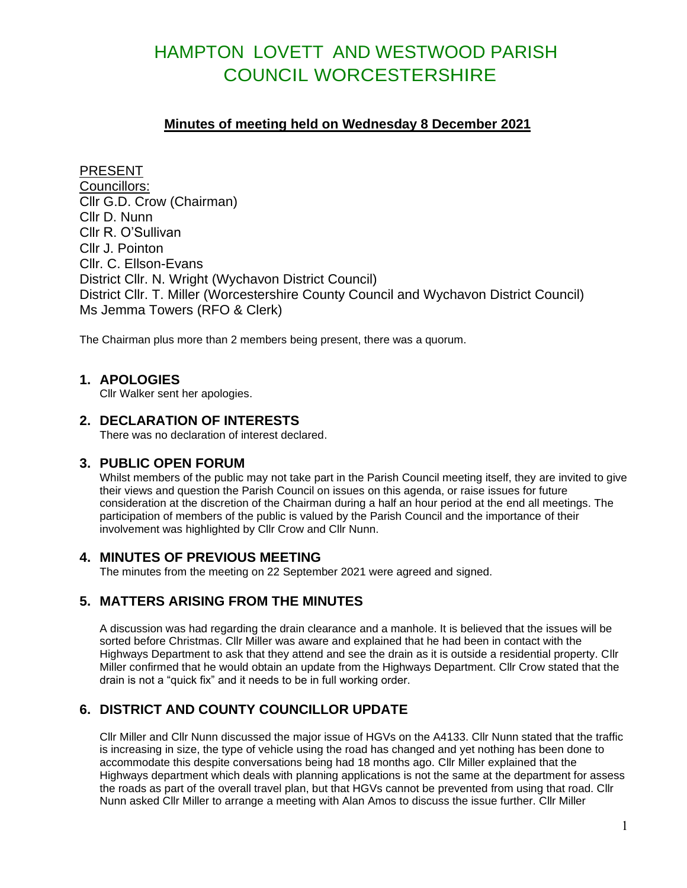# HAMPTON LOVETT AND WESTWOOD PARISH COUNCIL WORCESTERSHIRE

## Minutes of meeting held on Wednesday 8 December 2021

PRESENT
Councillors:
Cllr G.D. Crow (Chairman)
Cllr D. Nunn
Cllr R. O'Sullivan
Cllr J. Pointon
Cllr. C. Ellson-Evans
District Cllr. N. Wright (Wychavon District Council)
District Cllr. T. Miller (Worcestershire County Council and Wychavon District Council)
Ms Jemma Towers (RFO & Clerk)

The Chairman plus more than 2 members being present, there was a quorum.

### 1. APOLOGIES

Cllr Walker sent her apologies.

### 2. DECLARATION OF INTERESTS

There was no declaration of interest declared.

### 3. PUBLIC OPEN FORUM

Whilst members of the public may not take part in the Parish Council meeting itself, they are invited to give their views and question the Parish Council on issues on this agenda, or raise issues for future consideration at the discretion of the Chairman during a half an hour period at the end all meetings. The participation of members of the public is valued by the Parish Council and the importance of their involvement was highlighted by Cllr Crow and Cllr Nunn.

### 4. MINUTES OF PREVIOUS MEETING

The minutes from the meeting on 22 September 2021 were agreed and signed.

### 5. MATTERS ARISING FROM THE MINUTES

A discussion was had regarding the drain clearance and a manhole. It is believed that the issues will be sorted before Christmas. Cllr Miller was aware and explained that he had been in contact with the Highways Department to ask that they attend and see the drain as it is outside a residential property. Cllr Miller confirmed that he would obtain an update from the Highways Department. Cllr Crow stated that the drain is not a "quick fix" and it needs to be in full working order.

### 6. DISTRICT AND COUNTY COUNCILLOR UPDATE

Cllr Miller and Cllr Nunn discussed the major issue of HGVs on the A4133. Cllr Nunn stated that the traffic is increasing in size, the type of vehicle using the road has changed and yet nothing has been done to accommodate this despite conversations being had 18 months ago. Cllr Miller explained that the Highways department which deals with planning applications is not the same at the department for assess the roads as part of the overall travel plan, but that HGVs cannot be prevented from using that road. Cllr Nunn asked Cllr Miller to arrange a meeting with Alan Amos to discuss the issue further. Cllr Miller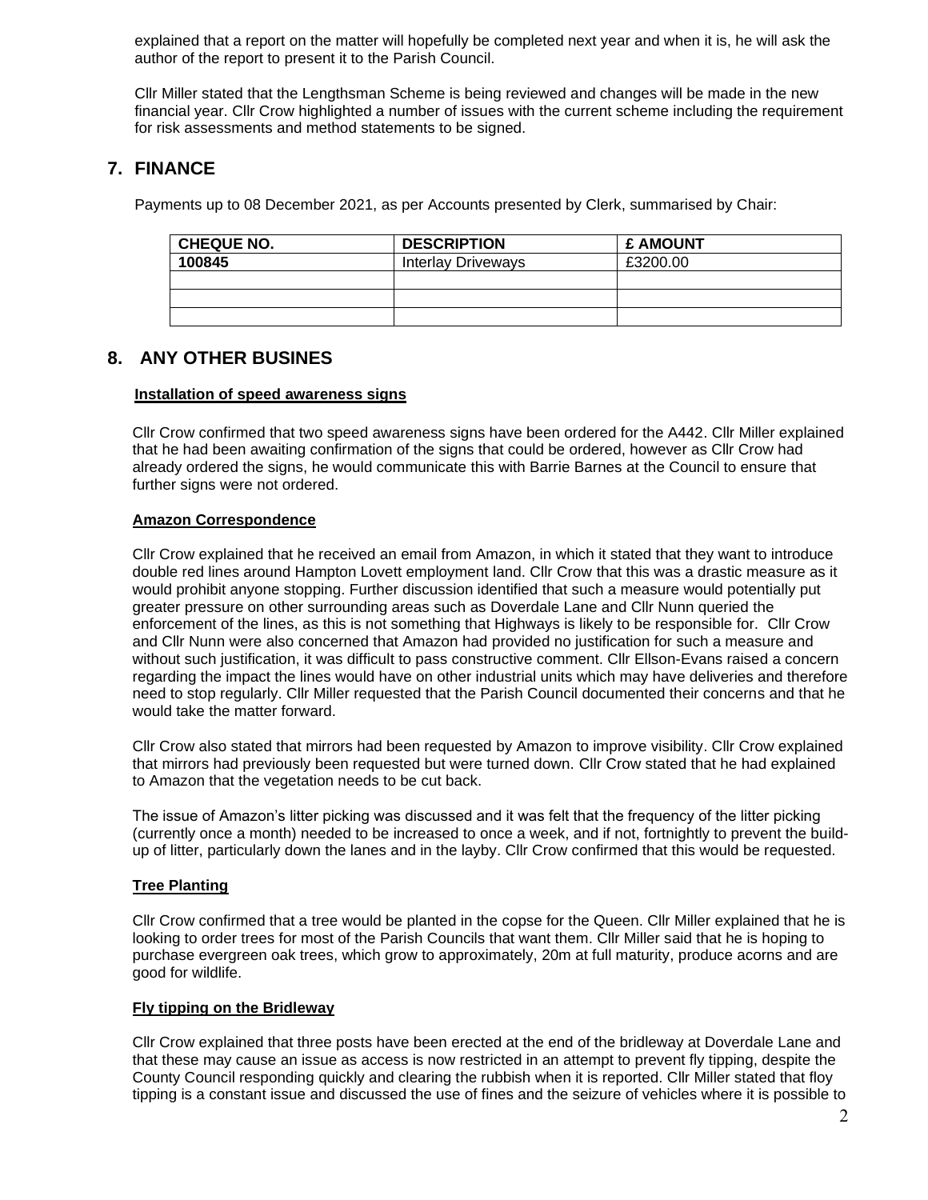explained that a report on the matter will hopefully be completed next year and when it is, he will ask the author of the report to present it to the Parish Council.

Cllr Miller stated that the Lengthsman Scheme is being reviewed and changes will be made in the new financial year. Cllr Crow highlighted a number of issues with the current scheme including the requirement for risk assessments and method statements to be signed.

## 7. FINANCE

Payments up to 08 December 2021, as per Accounts presented by Clerk, summarised by Chair:

| CHEQUE NO. | DESCRIPTION | £ AMOUNT |
|---|---|---|
| 100845 | Interlay Driveways | £3200.00 |
| | | |
| | | |
| | | |

## 8. ANY OTHER BUSINES

**Installation of speed awareness signs**

Cllr Crow confirmed that two speed awareness signs have been ordered for the A442. Cllr Miller explained that he had been awaiting confirmation of the signs that could be ordered, however as Cllr Crow had already ordered the signs, he would communicate this with Barrie Barnes at the Council to ensure that further signs were not ordered.

**Amazon Correspondence**

Cllr Crow explained that he received an email from Amazon, in which it stated that they want to introduce double red lines around Hampton Lovett employment land. Cllr Crow that this was a drastic measure as it would prohibit anyone stopping. Further discussion identified that such a measure would potentially put greater pressure on other surrounding areas such as Doverdale Lane and Cllr Nunn queried the enforcement of the lines, as this is not something that Highways is likely to be responsible for. Cllr Crow and Cllr Nunn were also concerned that Amazon had provided no justification for such a measure and without such justification, it was difficult to pass constructive comment. Cllr Ellson-Evans raised a concern regarding the impact the lines would have on other industrial units which may have deliveries and therefore need to stop regularly. Cllr Miller requested that the Parish Council documented their concerns and that he would take the matter forward.

Cllr Crow also stated that mirrors had been requested by Amazon to improve visibility. Cllr Crow explained that mirrors had previously been requested but were turned down. Cllr Crow stated that he had explained to Amazon that the vegetation needs to be cut back.

The issue of Amazon's litter picking was discussed and it was felt that the frequency of the litter picking (currently once a month) needed to be increased to once a week, and if not, fortnightly to prevent the build-up of litter, particularly down the lanes and in the layby. Cllr Crow confirmed that this would be requested.

**Tree Planting**

Cllr Crow confirmed that a tree would be planted in the copse for the Queen. Cllr Miller explained that he is looking to order trees for most of the Parish Councils that want them. Cllr Miller said that he is hoping to purchase evergreen oak trees, which grow to approximately, 20m at full maturity, produce acorns and are good for wildlife.

**Fly tipping on the Bridleway**

Cllr Crow explained that three posts have been erected at the end of the bridleway at Doverdale Lane and that these may cause an issue as access is now restricted in an attempt to prevent fly tipping, despite the County Council responding quickly and clearing the rubbish when it is reported. Cllr Miller stated that floy tipping is a constant issue and discussed the use of fines and the seizure of vehicles where it is possible to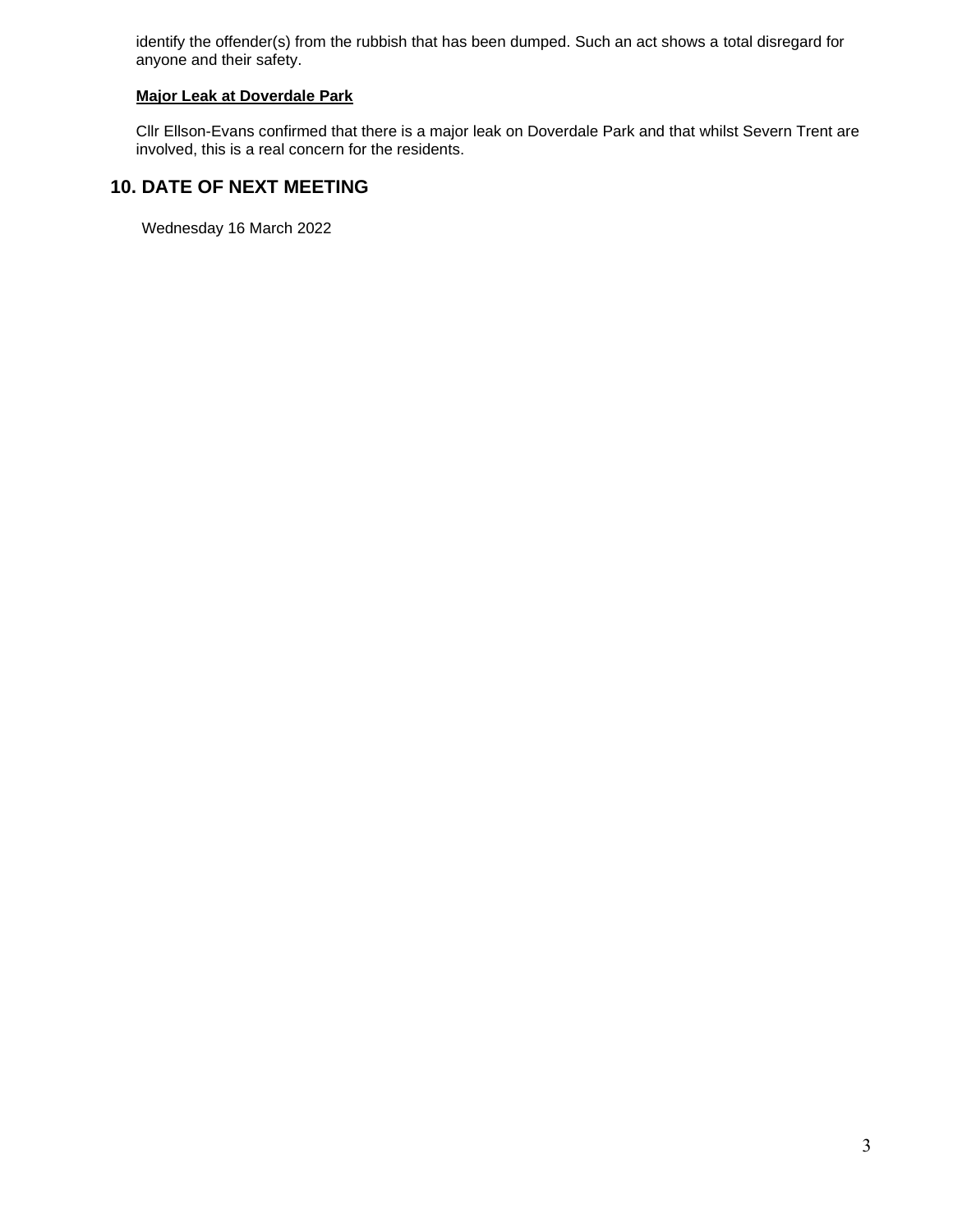identify the offender(s) from the rubbish that has been dumped. Such an act shows a total disregard for anyone and their safety.

**Major Leak at Doverdale Park**

Cllr Ellson-Evans confirmed that there is a major leak on Doverdale Park and that whilst Severn Trent are involved, this is a real concern for the residents.

## 10. DATE OF NEXT MEETING

Wednesday 16 March 2022